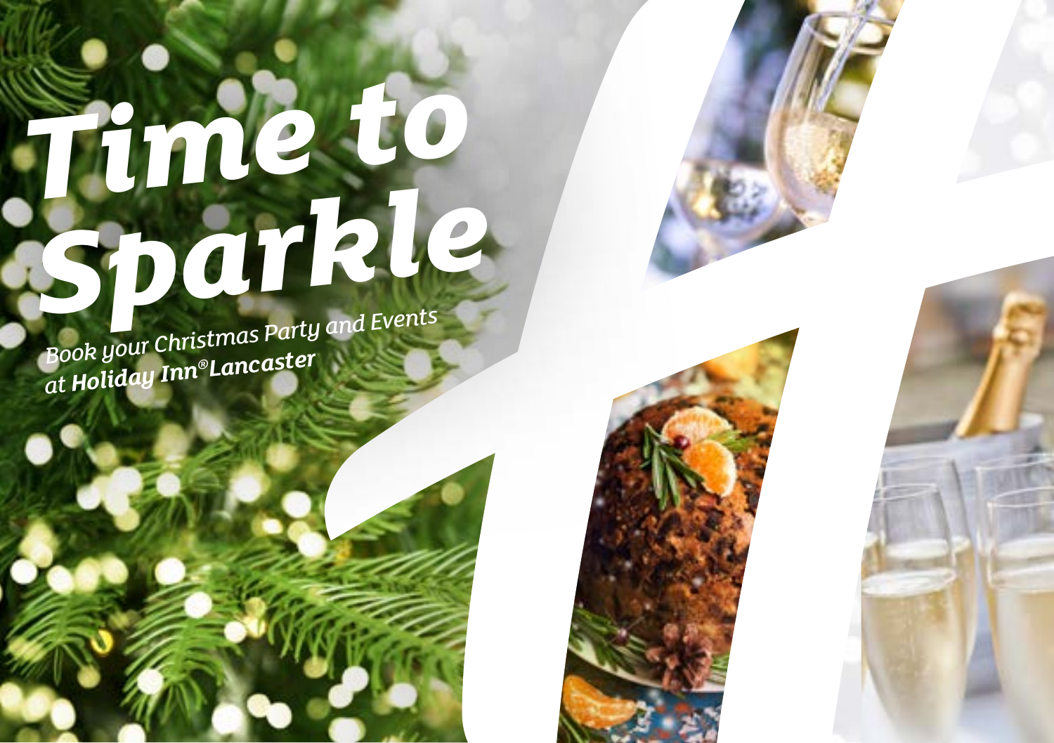# Time to Sparkle

*Book your Christmas Party and Events at **Holiday Inn® Lancaster***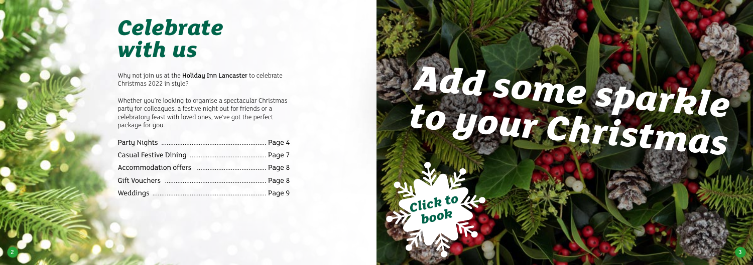# Celebrate with us

Why not join us at the **Holiday Inn Lancaster** to celebrate Christmas 2022 in style?

Whether you're looking to organise a spectacular Christmas party for colleagues, a festive night out for friends or a celebratory feast with loved ones, we've got the perfect package for you.

| | |
|---|---|
| Party Nights | Page 4 |
| Casual Festive Dining | Page 7 |
| Accommodation offers | Page 8 |
| Gift Vouchers | Page 8 |
| Weddings | Page 9 |

# Add some sparkle to your Christmas

Click to book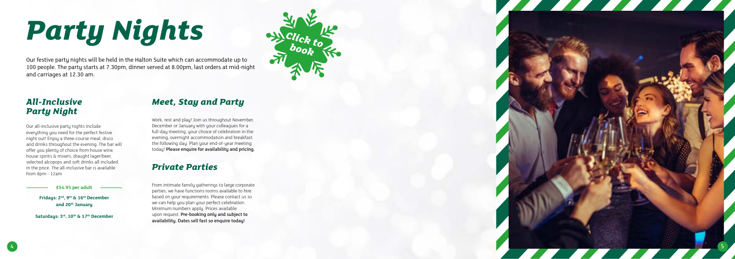# Party Nights

Our festive party nights will be held in the Halton Suite which can accommodate up to 100 people. The party starts at 7.30pm, dinner served at 8.00pm, last orders at mid-night and carriages at 12.30 am.

Click to book

## All-Inclusive Party Night

Our all-inclusive party nights include everything you need for the perfect festive night out! Enjoy a three-course meal, disco and drinks throughout the evening. The bar will offer you plenty of choice from house wine, house spirits & mixers, draught lager/beer, selected alcopops and soft drinks all included in the price. The all-inclusive bar is available from 8pm - 12am

**£54.95 per adult**

**Fridays: 2nd, 9th & 16th December and 20th January**

**Saturdays: 3rd, 10th & 17th December**

## Meet, Stay and Party

Work, rest and play! Join us throughout November, December or January with your colleagues for a full-day meeting, your choice of celebration in the evening, overnight accommodation and breakfast the following day. Plan your end-of-year meeting today! **Please enquire for availability and pricing.**

## Private Parties

From intimate family gatherings to large corporate parties, we have functions rooms available to hire based on your requirements. Please contact us so we can help you plan your perfect celebration. Minimum numbers apply. Prices available upon request. **Pre-booking only and subject to availability. Dates sell fast so enquire today!**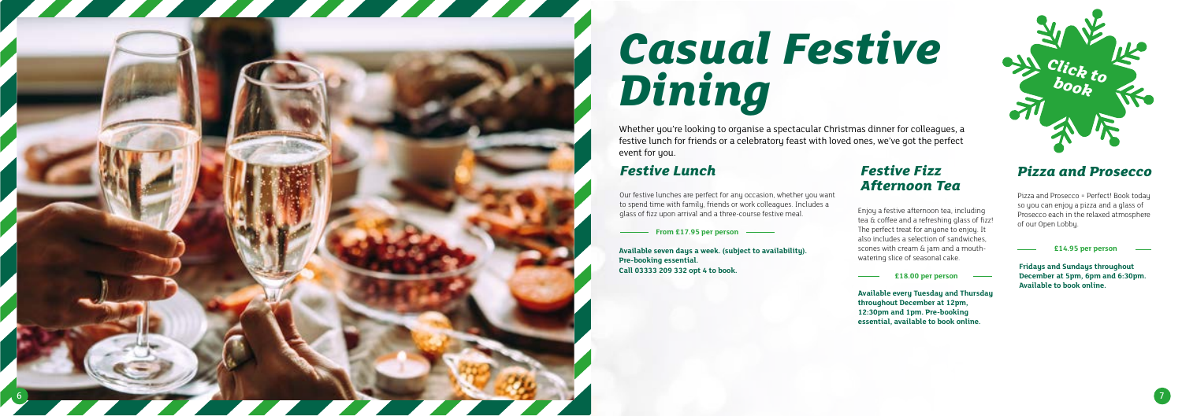# Casual Festive Dining

Whether you're looking to organise a spectacular Christmas dinner for colleagues, a festive lunch for friends or a celebratory feast with loved ones, we've got the perfect event for you.

Click to book

## Festive Lunch

Our festive lunches are perfect for any occasion, whether you want to spend time with family, friends or work colleagues. Includes a glass of fizz upon arrival and a three-course festive meal.

**From £17.95 per person**

**Available seven days a week. (subject to availability). Pre-booking essential. Call 03333 209 332 opt 4 to book.**

## Festive Fizz Afternoon Tea

Enjoy a festive afternoon tea, including tea & coffee and a refreshing glass of fizz! The perfect treat for anyone to enjoy. It also includes a selection of sandwiches, scones with cream & jam and a mouth-watering slice of seasonal cake.

**£18.00 per person**

**Available every Tuesday and Thursday throughout December at 12pm, 12:30pm and 1pm. Pre-booking essential, available to book online.**

## Pizza and Prosecco

Pizza and Prosecco = Perfect! Book today so you can enjoy a pizza and a glass of Prosecco each in the relaxed atmosphere of our Open Lobby.

**£14.95 per person**

**Fridays and Sundays throughout December at 5pm, 6pm and 6:30pm. Available to book online.**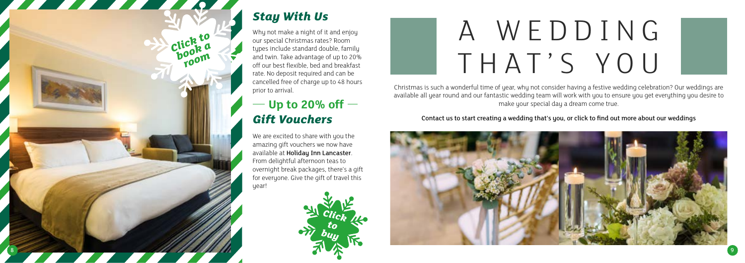## Stay With Us

Why not make a night of it and enjoy our special Christmas rates? Room types include standard double, family and twin. Take advantage of up to 20% off our best flexible, bed and breakfast rate. No deposit required and can be cancelled free of charge up to 48 hours prior to arrival.

Click to book a room

## — Up to 20% off —

## Gift Vouchers

We are excited to share with you the amazing gift vouchers we now have available at **Holiday Inn Lancaster**. From delightful afternoon teas to overnight break packages, there's a gift for everyone. Give the gift of travel this year!

Click to buy

# A WEDDING THAT'S YOU

Christmas is such a wonderful time of year, why not consider having a festive wedding celebration? Our weddings are available all year round and our fantastic wedding team will work with you to ensure you get everything you desire to make your special day a dream come true.

Contact us to start creating a wedding that's you, or click to find out more about our weddings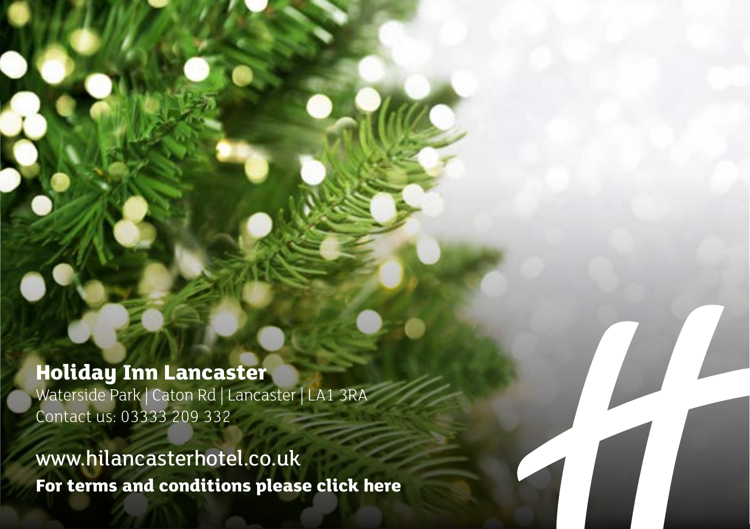**Holiday Inn Lancaster**

Waterside Park | Caton Rd | Lancaster | LA1 3RA

Contact us: 03333 209 332

www.hilancasterhotel.co.uk

**For terms and conditions please click here**